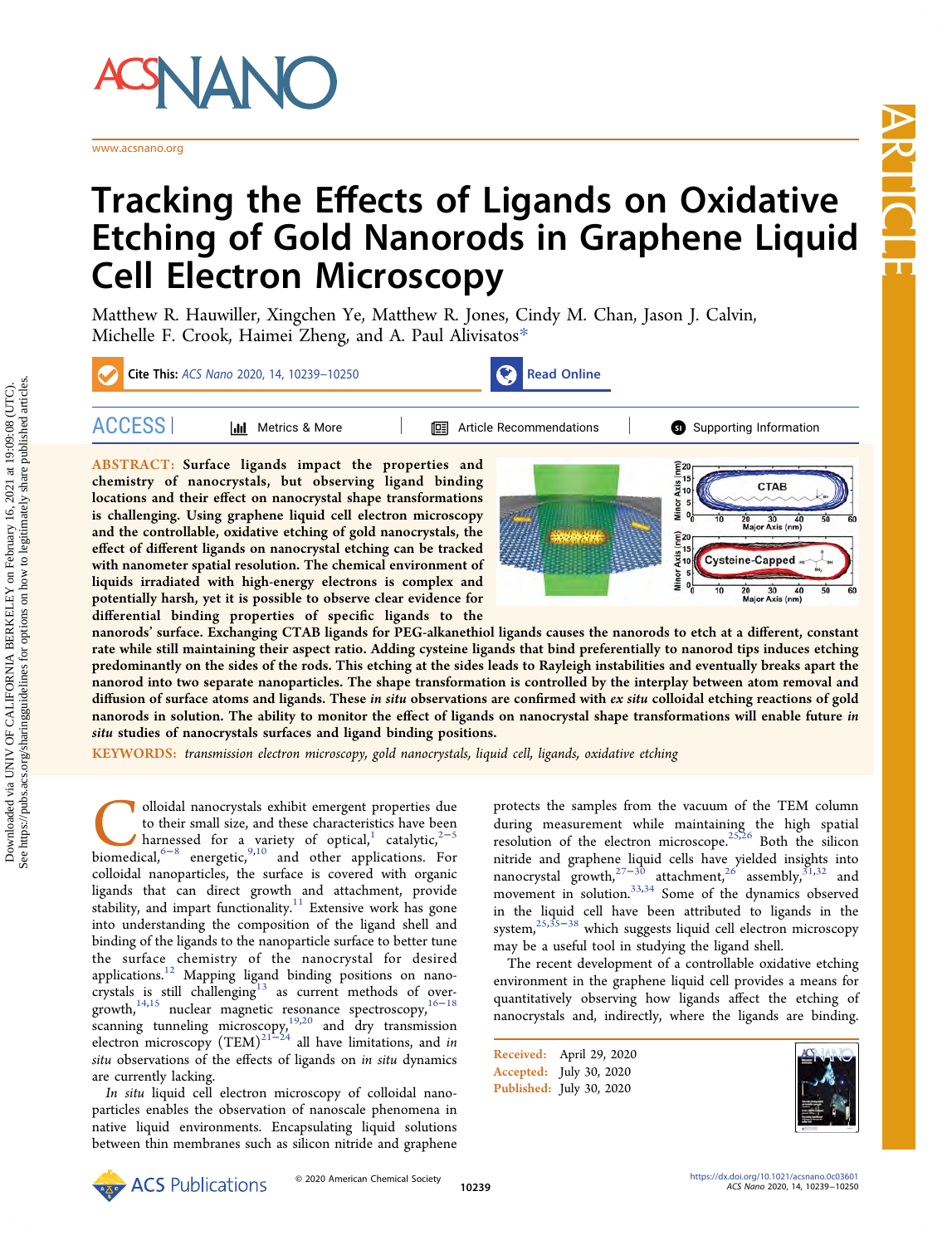# Tracking the Effects of Ligands on Oxidative Etching of Gold Nanorods in Graphene Liquid Cell Electron Microscopy

Matthew R. Hauwiller, Xingchen Ye, Matthew R. Jones, Cindy M. Chan, Jason J. Calvin, Michelle F. Crook, Haimei Zheng, and A. Paul Alivisatos*

**Cite This:** *ACS Nano* 2020, 14, 10239−10250

**ABSTRACT:** **Surface ligands impact the properties and chemistry of nanocrystals, but observing ligand binding locations and their effect on nanocrystal shape transformations is challenging. Using graphene liquid cell electron microscopy and the controllable, oxidative etching of gold nanocrystals, the effect of different ligands on nanocrystal etching can be tracked with nanometer spatial resolution. The chemical environment of liquids irradiated with high-energy electrons is complex and potentially harsh, yet it is possible to observe clear evidence for differential binding properties of specific ligands to the nanorods' surface. Exchanging CTAB ligands for PEG-alkanethiol ligands causes the nanorods to etch at a different, constant rate while still maintaining their aspect ratio. Adding cysteine ligands that bind preferentially to nanorod tips induces etching predominantly on the sides of the rods. This etching at the sides leads to Rayleigh instabilities and eventually breaks apart the nanorod into two separate nanoparticles. The shape transformation is controlled by the interplay between atom removal and diffusion of surface atoms and ligands. These *in situ* observations are confirmed with *ex situ* colloidal etching reactions of gold nanorods in solution. The ability to monitor the effect of ligands on nanocrystal shape transformations will enable future *in situ* studies of nanocrystals surfaces and ligand binding positions.**

**KEYWORDS:** *transmission electron microscopy, gold nanocrystals, liquid cell, ligands, oxidative etching*

Colloidal nanocrystals exhibit emergent properties due to their small size, and these characteristics have been harnessed for a variety of optical,[1] catalytic,[2−5] biomedical,[6−8] energetic,[9,10] and other applications. For colloidal nanoparticles, the surface is covered with organic ligands that can direct growth and attachment, provide stability, and impart functionality.[11] Extensive work has gone into understanding the composition of the ligand shell and binding of the ligands to the nanoparticle surface to better tune the surface chemistry of the nanocrystal for desired applications.[12] Mapping ligand binding positions on nanocrystals is still challenging[13] as current methods of overgrowth,[14,15] nuclear magnetic resonance spectroscopy,[16−18] scanning tunneling microscopy,[19,20] and dry transmission electron microscopy (TEM)[21−24] all have limitations, and *in situ* observations of the effects of ligands on *in situ* dynamics are currently lacking.

*In situ* liquid cell electron microscopy of colloidal nanoparticles enables the observation of nanoscale phenomena in native liquid environments. Encapsulating liquid solutions between thin membranes such as silicon nitride and graphene protects the samples from the vacuum of the TEM column during measurement while maintaining the high spatial resolution of the electron microscope.[25,26] Both the silicon nitride and graphene liquid cells have yielded insights into nanocrystal growth,[27−30] attachment,[26] assembly,[31,32] and movement in solution.[33,34] Some of the dynamics observed in the liquid cell have been attributed to ligands in the system,[25,35−38] which suggests liquid cell electron microscopy may be a useful tool in studying the ligand shell.

The recent development of a controllable oxidative etching environment in the graphene liquid cell provides a means for quantitatively observing how ligands affect the etching of nanocrystals and, indirectly, where the ligands are binding.

Received: April 29, 2020
Accepted: July 30, 2020
Published: July 30, 2020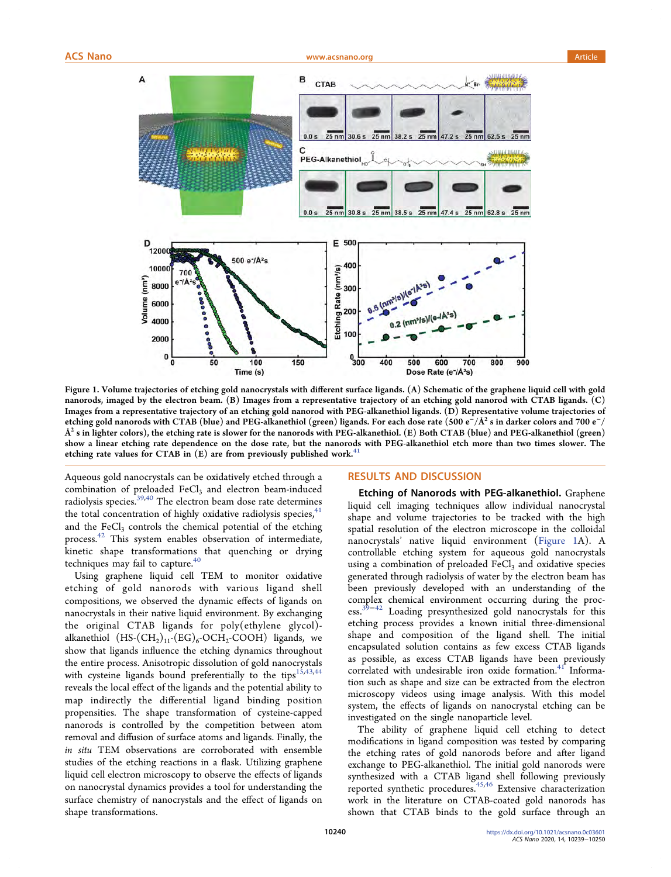Figure 1. Volume trajectories of etching gold nanocrystals with different surface ligands. (A) Schematic of the graphene liquid cell with gold nanorods, imaged by the electron beam. (B) Images from a representative trajectory of an etching gold nanorod with CTAB ligands. (C) Images from a representative trajectory of an etching gold nanorod with PEG-alkanethiol ligands. (D) Representative volume trajectories of etching gold nanorods with CTAB (blue) and PEG-alkanethiol (green) ligands. For each dose rate (500 $e^-/Å^2$ s in darker colors and 700 $e^-/Å^2$ s in lighter colors), the etching rate is slower for the nanorods with PEG-alkanethiol. (E) Both CTAB (blue) and PEG-alkanethiol (green) show a linear etching rate dependence on the dose rate, but the nanorods with PEG-alkanethiol etch more than two times slower. The etching rate values for CTAB in (E) are from previously published work.[41]

Aqueous gold nanocrystals can be oxidatively etched through a combination of preloaded $FeCl_3$ and electron beam-induced radiolysis species.[39,40] The electron beam dose rate determines the total concentration of highly oxidative radiolysis species,[41] and the $FeCl_3$ controls the chemical potential of the etching process.[42] This system enables observation of intermediate, kinetic shape transformations that quenching or drying techniques may fail to capture.[40]

Using graphene liquid cell TEM to monitor oxidative etching of gold nanorods with various ligand shell compositions, we observed the dynamic effects of ligands on nanocrystals in their native liquid environment. By exchanging the original CTAB ligands for poly(ethylene glycol)-alkanethiol ($HS\text{-}(CH_2)_{11}\text{-}(EG)_6\text{-}OCH_2\text{-}COOH$) ligands, we show that ligands influence the etching dynamics throughout the entire process. Anisotropic dissolution of gold nanocrystals with cysteine ligands bound preferentially to the tips[15,43,44] reveals the local effect of the ligands and the potential ability to map indirectly the differential ligand binding position propensities. The shape transformation of cysteine-capped nanorods is controlled by the competition between atom removal and diffusion of surface atoms and ligands. Finally, the *in situ* TEM observations are corroborated with ensemble studies of the etching reactions in a flask. Utilizing graphene liquid cell electron microscopy to observe the effects of ligands on nanocrystal dynamics provides a tool for understanding the surface chemistry of nanocrystals and the effect of ligands on shape transformations.

## RESULTS AND DISCUSSION

**Etching of Nanorods with PEG-alkanethiol.** Graphene liquid cell imaging techniques allow individual nanocrystal shape and volume trajectories to be tracked with the high spatial resolution of the electron microscope in the colloidal nanocrystals' native liquid environment (Figure 1A). A controllable etching system for aqueous gold nanocrystals using a combination of preloaded $FeCl_3$ and oxidative species generated through radiolysis of water by the electron beam has been previously developed with an understanding of the complex chemical environment occurring during the process.[39−42] Loading presynthesized gold nanocrystals for this etching process provides a known initial three-dimensional shape and composition of the ligand shell. The initial encapsulated solution contains as few excess CTAB ligands as possible, as excess CTAB ligands have been previously correlated with undesirable iron oxide formation.[41] Information such as shape and size can be extracted from the electron microscopy videos using image analysis. With this model system, the effects of ligands on nanocrystal etching can be investigated on the single nanoparticle level.

The ability of graphene liquid cell etching to detect modifications in ligand composition was tested by comparing the etching rates of gold nanorods before and after ligand exchange to PEG-alkanethiol. The initial gold nanorods were synthesized with a CTAB ligand shell following previously reported synthetic procedures.[45,46] Extensive characterization work in the literature on CTAB-coated gold nanorods has shown that CTAB binds to the gold surface through an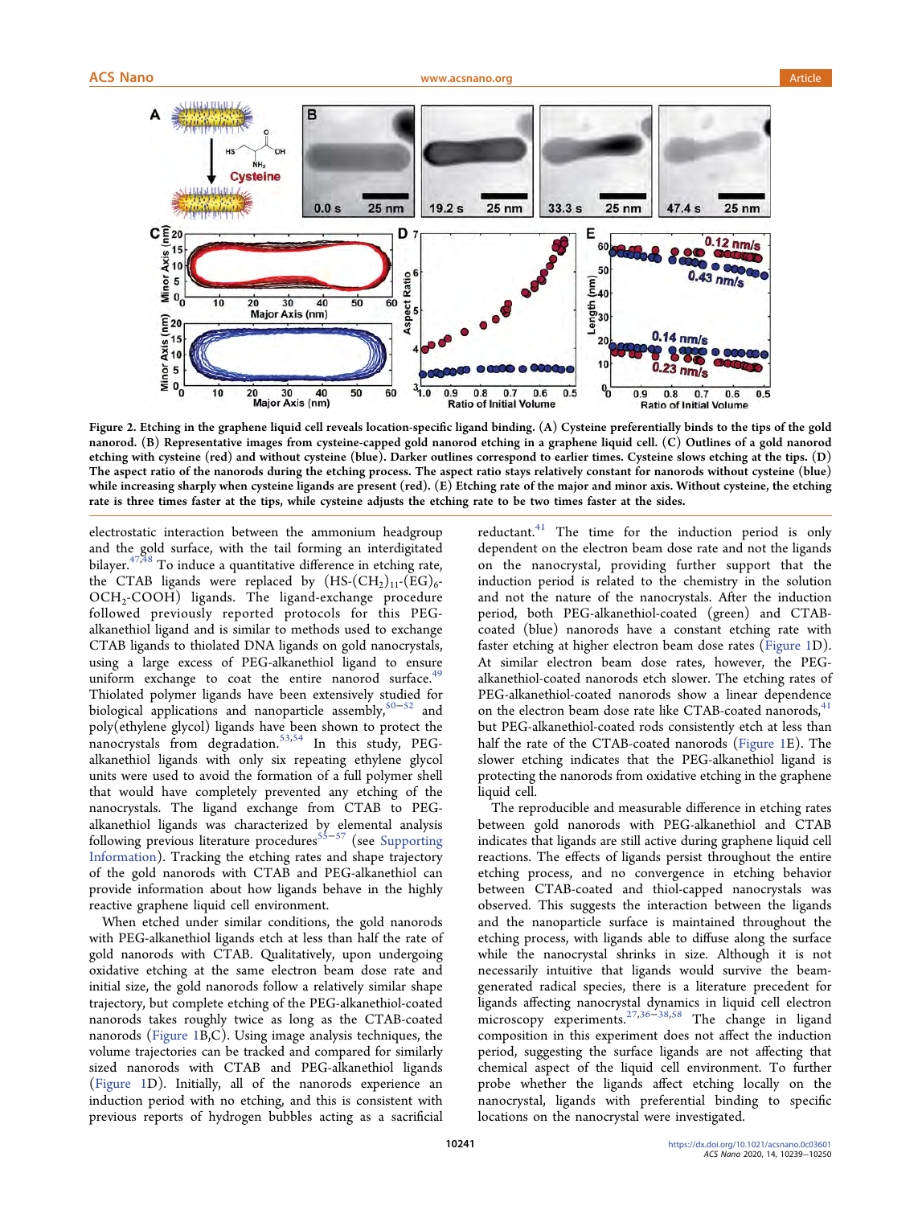Figure 2. Etching in the graphene liquid cell reveals location-specific ligand binding. (A) Cysteine preferentially binds to the tips of the gold nanorod. (B) Representative images from cysteine-capped gold nanorod etching in a graphene liquid cell. (C) Outlines of a gold nanorod etching with cysteine (red) and without cysteine (blue). Darker outlines correspond to earlier times. Cysteine slows etching at the tips. (D) The aspect ratio of the nanorods during the etching process. The aspect ratio stays relatively constant for nanorods without cysteine (blue) while increasing sharply when cysteine ligands are present (red). (E) Etching rate of the major and minor axis. Without cysteine, the etching rate is three times faster at the tips, while cysteine adjusts the etching rate to be two times faster at the sides.

electrostatic interaction between the ammonium headgroup and the gold surface, with the tail forming an interdigitated bilayer.[47,48] To induce a quantitative difference in etching rate, the CTAB ligands were replaced by (HS-$(CH_2)_{11}$-$(EG)_6$-$OCH_2$-COOH) ligands. The ligand-exchange procedure followed previously reported protocols for this PEG-alkanethiol ligand and is similar to methods used to exchange CTAB ligands to thiolated DNA ligands on gold nanocrystals, using a large excess of PEG-alkanethiol ligand to ensure uniform exchange to coat the entire nanorod surface.[49] Thiolated polymer ligands have been extensively studied for biological applications and nanoparticle assembly,[50−52] and poly(ethylene glycol) ligands have been shown to protect the nanocrystals from degradation.[53,54] In this study, PEG-alkanethiol ligands with only six repeating ethylene glycol units were used to avoid the formation of a full polymer shell that would have completely prevented any etching of the nanocrystals. The ligand exchange from CTAB to PEG-alkanethiol ligands was characterized by elemental analysis following previous literature procedures[55−57] (see Supporting Information). Tracking the etching rates and shape trajectory of the gold nanorods with CTAB and PEG-alkanethiol can provide information about how ligands behave in the highly reactive graphene liquid cell environment.

When etched under similar conditions, the gold nanorods with PEG-alkanethiol ligands etch at less than half the rate of gold nanorods with CTAB. Qualitatively, upon undergoing oxidative etching at the same electron beam dose rate and initial size, the gold nanorods follow a relatively similar shape trajectory, but complete etching of the PEG-alkanethiol-coated nanorods takes roughly twice as long as the CTAB-coated nanorods (Figure 1B,C). Using image analysis techniques, the volume trajectories can be tracked and compared for similarly sized nanorods with CTAB and PEG-alkanethiol ligands (Figure 1D). Initially, all of the nanorods experience an induction period with no etching, and this is consistent with previous reports of hydrogen bubbles acting as a sacrificial reductant.[41] The time for the induction period is only dependent on the electron beam dose rate and not the ligands on the nanocrystal, providing further support that the induction period is related to the chemistry in the solution and not the nature of the nanocrystals. After the induction period, both PEG-alkanethiol-coated (green) and CTAB-coated (blue) nanorods have a constant etching rate with faster etching at higher electron beam dose rates (Figure 1D). At similar electron beam dose rates, however, the PEG-alkanethiol-coated nanorods etch slower. The etching rates of PEG-alkanethiol-coated nanorods show a linear dependence on the electron beam dose rate like CTAB-coated nanorods,[41] but PEG-alkanethiol-coated rods consistently etch at less than half the rate of the CTAB-coated nanorods (Figure 1E). The slower etching indicates that the PEG-alkanethiol ligand is protecting the nanorods from oxidative etching in the graphene liquid cell.

The reproducible and measurable difference in etching rates between gold nanorods with PEG-alkanethiol and CTAB indicates that ligands are still active during graphene liquid cell reactions. The effects of ligands persist throughout the entire etching process, and no convergence in etching behavior between CTAB-coated and thiol-capped nanocrystals was observed. This suggests the interaction between the ligands and the nanoparticle surface is maintained throughout the etching process, with ligands able to diffuse along the surface while the nanocrystal shrinks in size. Although it is not necessarily intuitive that ligands would survive the beam-generated radical species, there is a literature precedent for ligands affecting nanocrystal dynamics in liquid cell electron microscopy experiments.[27,36−38,58] The change in ligand composition in this experiment does not affect the induction period, suggesting the surface ligands are not affecting that chemical aspect of the liquid cell environment. To further probe whether the ligands affect etching locally on the nanocrystal, ligands with preferential binding to specific locations on the nanocrystal were investigated.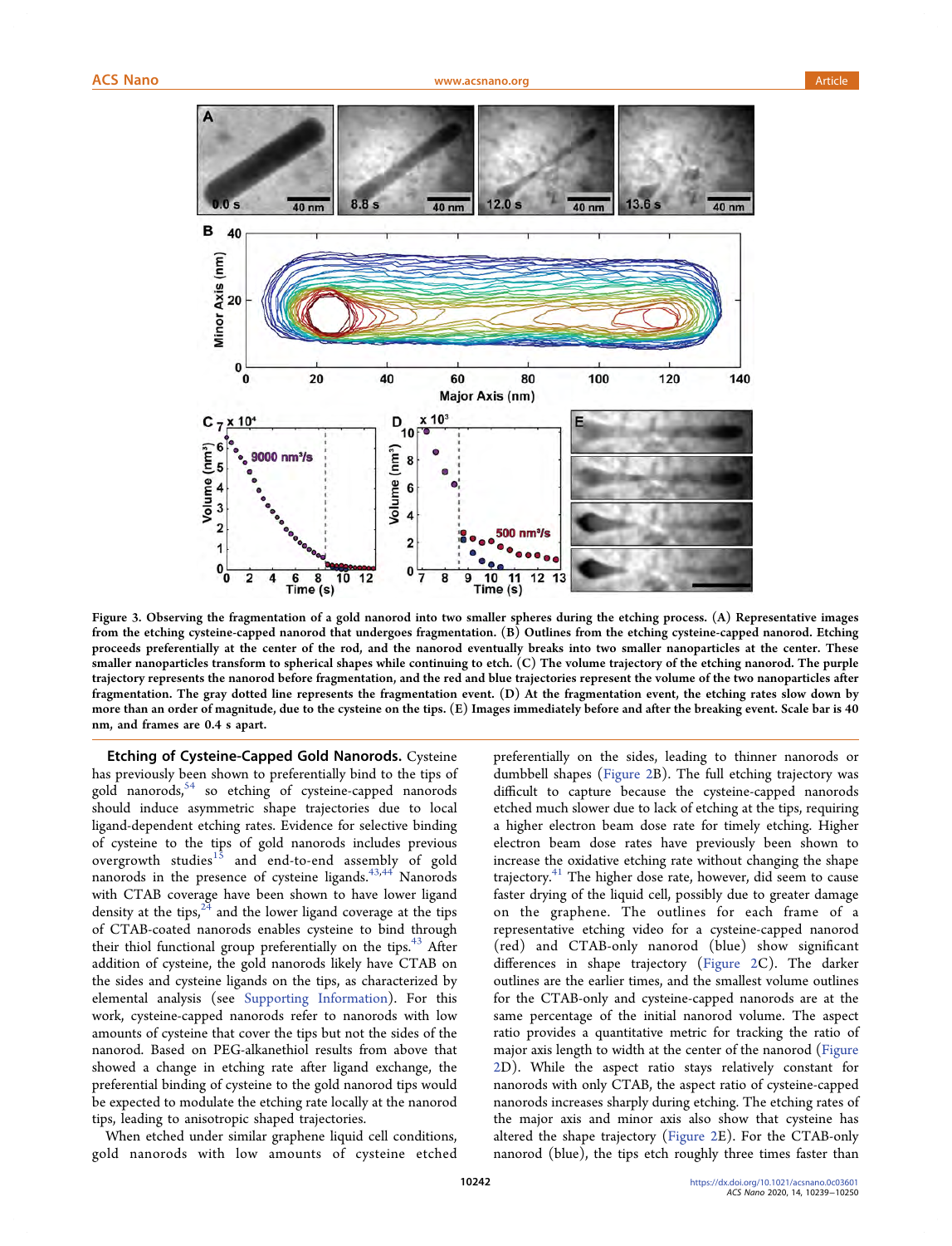Figure 3. Observing the fragmentation of a gold nanorod into two smaller spheres during the etching process. (A) Representative images from the etching cysteine-capped nanorod that undergoes fragmentation. (B) Outlines from the etching cysteine-capped nanorod. Etching proceeds preferentially at the center of the rod, and the nanorod eventually breaks into two smaller nanoparticles at the center. These smaller nanoparticles transform to spherical shapes while continuing to etch. (C) The volume trajectory of the etching nanorod. The purple trajectory represents the nanorod before fragmentation, and the red and blue trajectories represent the volume of the two nanoparticles after fragmentation. The gray dotted line represents the fragmentation event. (D) At the fragmentation event, the etching rates slow down by more than an order of magnitude, due to the cysteine on the tips. (E) Images immediately before and after the breaking event. Scale bar is 40 nm, and frames are 0.4 s apart.

**Etching of Cysteine-Capped Gold Nanorods.** Cysteine has previously been shown to preferentially bind to the tips of gold nanorods,[54] so etching of cysteine-capped nanorods should induce asymmetric shape trajectories due to local ligand-dependent etching rates. Evidence for selective binding of cysteine to the tips of gold nanorods includes previous overgrowth studies[15] and end-to-end assembly of gold nanorods in the presence of cysteine ligands.[43,44] Nanorods with CTAB coverage have been shown to have lower ligand density at the tips,[24] and the lower ligand coverage at the tips of CTAB-coated nanorods enables cysteine to bind through their thiol functional group preferentially on the tips.[43] After addition of cysteine, the gold nanorods likely have CTAB on the sides and cysteine ligands on the tips, as characterized by elemental analysis (see Supporting Information). For this work, cysteine-capped nanorods refer to nanorods with low amounts of cysteine that cover the tips but not the sides of the nanorod. Based on PEG-alkanethiol results from above that showed a change in etching rate after ligand exchange, the preferential binding of cysteine to the gold nanorod tips would be expected to modulate the etching rate locally at the nanorod tips, leading to anisotropic shaped trajectories.

When etched under similar graphene liquid cell conditions, gold nanorods with low amounts of cysteine etched preferentially on the sides, leading to thinner nanorods or dumbbell shapes (Figure 2B). The full etching trajectory was difficult to capture because the cysteine-capped nanorods etched much slower due to lack of etching at the tips, requiring a higher electron beam dose rate for timely etching. Higher electron beam dose rates have previously been shown to increase the oxidative etching rate without changing the shape trajectory.[41] The higher dose rate, however, did seem to cause faster drying of the liquid cell, possibly due to greater damage on the graphene. The outlines for each frame of a representative etching video for a cysteine-capped nanorod (red) and CTAB-only nanorod (blue) show significant differences in shape trajectory (Figure 2C). The darker outlines are the earlier times, and the smallest volume outlines for the CTAB-only and cysteine-capped nanorods are at the same percentage of the initial nanorod volume. The aspect ratio provides a quantitative metric for tracking the ratio of major axis length to width at the center of the nanorod (Figure 2D). While the aspect ratio stays relatively constant for nanorods with only CTAB, the aspect ratio of cysteine-capped nanorods increases sharply during etching. The etching rates of the major axis and minor axis also show that cysteine has altered the shape trajectory (Figure 2E). For the CTAB-only nanorod (blue), the tips etch roughly three times faster than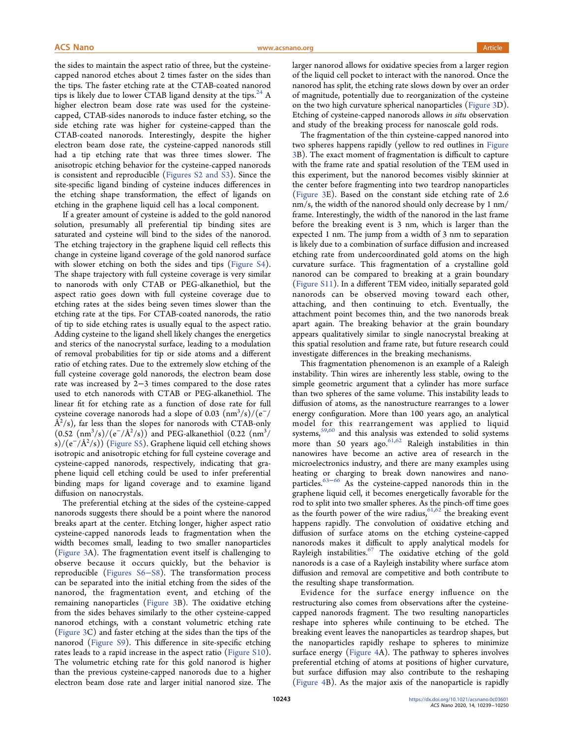the sides to maintain the aspect ratio of three, but the cysteine-capped nanorod etches about 2 times faster on the sides than the tips. The faster etching rate at the CTAB-coated nanorod tips is likely due to lower CTAB ligand density at the tips.[24] A higher electron beam dose rate was used for the cysteine-capped, CTAB-sides nanorods to induce faster etching, so the side etching rate was higher for cysteine-capped than the CTAB-coated nanorods. Interestingly, despite the higher electron beam dose rate, the cysteine-capped nanorods still had a tip etching rate that was three times slower. The anisotropic etching behavior for the cysteine-capped nanorods is consistent and reproducible (Figures S2 and S3). Since the site-specific ligand binding of cysteine induces differences in the etching shape transformation, the effect of ligands on etching in the graphene liquid cell has a local component.

If a greater amount of cysteine is added to the gold nanorod solution, presumably all preferential tip binding sites are saturated and cysteine will bind to the sides of the nanorod. The etching trajectory in the graphene liquid cell reflects this change in cysteine ligand coverage of the gold nanorod surface with slower etching on both the sides and tips (Figure S4). The shape trajectory with full cysteine coverage is very similar to nanorods with only CTAB or PEG-alkanethiol, but the aspect ratio goes down with full cysteine coverage due to etching rates at the sides being seven times slower than the etching rate at the tips. For CTAB-coated nanorods, the ratio of tip to side etching rates is usually equal to the aspect ratio. Adding cysteine to the ligand shell likely changes the energetics and sterics of the nanocrystal surface, leading to a modulation of removal probabilities for tip or side atoms and a different ratio of etching rates. Due to the extremely slow etching of the full cysteine coverage gold nanorods, the electron beam dose rate was increased by 2−3 times compared to the dose rates used to etch nanorods with CTAB or PEG-alkanethiol. The linear fit for etching rate as a function of dose rate for full cysteine coverage nanorods had a slope of 0.03 $(\text{nm}^3/\text{s})/(\text{e}^-/\text{Å}^2/\text{s})$, far less than the slopes for nanorods with CTAB-only $(0.52\ (\text{nm}^3/\text{s})/(\text{e}^-/\text{Å}^2/\text{s}))$ and PEG-alkanethiol $(0.22\ (\text{nm}^3/\text{s})/(\text{e}^-/\text{Å}^2/\text{s}))$ (Figure S5). Graphene liquid cell etching shows isotropic and anisotropic etching for full cysteine coverage and cysteine-capped nanorods, respectively, indicating that graphene liquid cell etching could be used to infer preferential binding maps for ligand coverage and to examine ligand diffusion on nanocrystals.

The preferential etching at the sides of the cysteine-capped nanorods suggests there should be a point where the nanorod breaks apart at the center. Etching longer, higher aspect ratio cysteine-capped nanorods leads to fragmentation when the width becomes small, leading to two smaller nanoparticles (Figure 3A). The fragmentation event itself is challenging to observe because it occurs quickly, but the behavior is reproducible (Figures S6−S8). The transformation process can be separated into the initial etching from the sides of the nanorod, the fragmentation event, and etching of the remaining nanoparticles (Figure 3B). The oxidative etching from the sides behaves similarly to the other cysteine-capped nanorod etchings, with a constant volumetric etching rate (Figure 3C) and faster etching at the sides than the tips of the nanorod (Figure S9). This difference in site-specific etching rates leads to a rapid increase in the aspect ratio (Figure S10). The volumetric etching rate for this gold nanorod is higher than the previous cysteine-capped nanorods due to a higher electron beam dose rate and larger initial nanorod size. The larger nanorod allows for oxidative species from a larger region of the liquid cell pocket to interact with the nanorod. Once the nanorod has split, the etching rate slows down by over an order of magnitude, potentially due to reorganization of the cysteine on the two high curvature spherical nanoparticles (Figure 3D). Etching of cysteine-capped nanorods allows *in situ* observation and study of the breaking process for nanoscale gold rods.

The fragmentation of the thin cysteine-capped nanorod into two spheres happens rapidly (yellow to red outlines in Figure 3B). The exact moment of fragmentation is difficult to capture with the frame rate and spatial resolution of the TEM used in this experiment, but the nanorod becomes visibly skinnier at the center before fragmenting into two teardrop nanoparticles (Figure 3E). Based on the constant side etching rate of 2.6 nm/s, the width of the nanorod should only decrease by 1 nm/frame. Interestingly, the width of the nanorod in the last frame before the breaking event is 3 nm, which is larger than the expected 1 nm. The jump from a width of 3 nm to separation is likely due to a combination of surface diffusion and increased etching rate from undercoordinated gold atoms on the high curvature surface. This fragmentation of a crystalline gold nanorod can be compared to breaking at a grain boundary (Figure S11). In a different TEM video, initially separated gold nanorods can be observed moving toward each other, attaching, and then continuing to etch. Eventually, the attachment point becomes thin, and the two nanorods break apart again. The breaking behavior at the grain boundary appears qualitatively similar to single nanocrystal breaking at this spatial resolution and frame rate, but future research could investigate differences in the breaking mechanisms.

This fragmentation phenomenon is an example of a Raleigh instability. Thin wires are inherently less stable, owing to the simple geometric argument that a cylinder has more surface than two spheres of the same volume. This instability leads to diffusion of atoms, as the nanostructure rearranges to a lower energy configuration. More than 100 years ago, an analytical model for this rearrangement was applied to liquid systems,[59,60] and this analysis was extended to solid systems more than 50 years ago.[61,62] Raleigh instabilities in thin nanowires have become an active area of research in the microelectronics industry, and there are many examples using heating or charging to break down nanowires and nanoparticles.[63−66] As the cysteine-capped nanorods thin in the graphene liquid cell, it becomes energetically favorable for the rod to split into two smaller spheres. As the pinch-off time goes as the fourth power of the wire radius,[61,62] the breaking event happens rapidly. The convolution of oxidative etching and diffusion of surface atoms on the etching cysteine-capped nanorods makes it difficult to apply analytical models for Rayleigh instabilities.[67] The oxidative etching of the gold nanorods is a case of a Rayleigh instability where surface atom diffusion and removal are competitive and both contribute to the resulting shape transformation.

Evidence for the surface energy influence on the restructuring also comes from observations after the cysteine-capped nanorods fragment. The two resulting nanoparticles reshape into spheres while continuing to be etched. The breaking event leaves the nanoparticles as teardrop shapes, but the nanoparticles rapidly reshape to spheres to minimize surface energy (Figure 4A). The pathway to spheres involves preferential etching of atoms at positions of higher curvature, but surface diffusion may also contribute to the reshaping (Figure 4B). As the major axis of the nanoparticle is rapidly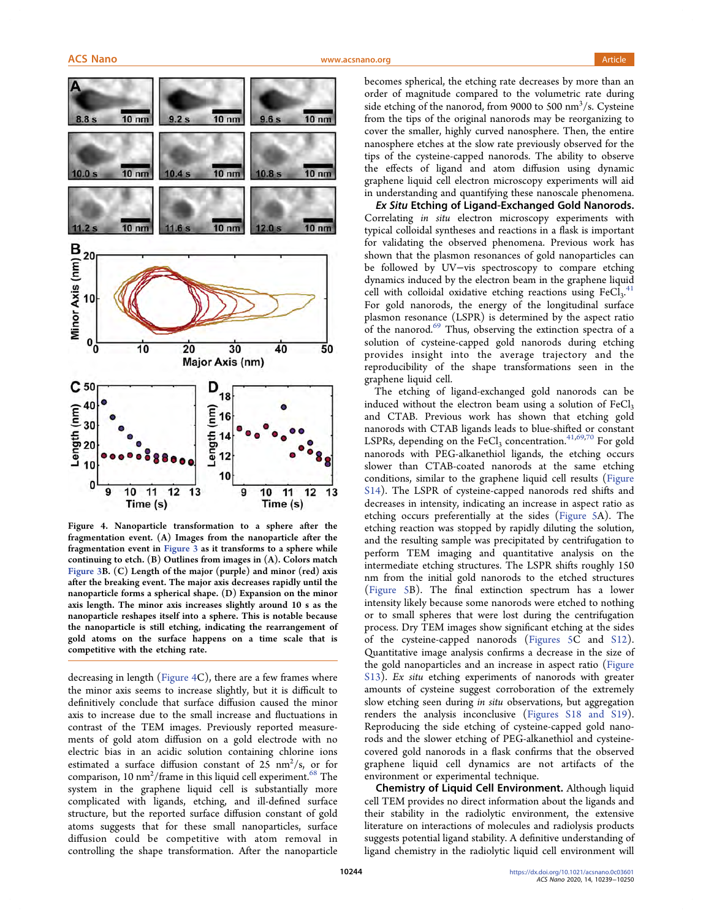Figure 4. Nanoparticle transformation to a sphere after the fragmentation event. (A) Images from the nanoparticle after the fragmentation event in Figure 3 as it transforms to a sphere while continuing to etch. (B) Outlines from images in (A). Colors match Figure 3B. (C) Length of the major (purple) and minor (red) axis after the breaking event. The major axis decreases rapidly until the nanoparticle forms a spherical shape. (D) Expansion on the minor axis length. The minor axis increases slightly around 10 s as the nanoparticle reshapes itself into a sphere. This is notable because the nanoparticle is still etching, indicating the rearrangement of gold atoms on the surface happens on a time scale that is competitive with the etching rate.

decreasing in length (Figure 4C), there are a few frames where the minor axis seems to increase slightly, but it is difficult to definitively conclude that surface diffusion caused the minor axis to increase due to the small increase and fluctuations in contrast of the TEM images. Previously reported measurements of gold atom diffusion on a gold electrode with no electric bias in an acidic solution containing chlorine ions estimated a surface diffusion constant of 25 $nm^2$/s, or for comparison, 10 $nm^2$/frame in this liquid cell experiment.[68] The system in the graphene liquid cell is substantially more complicated with ligands, etching, and ill-defined surface structure, but the reported surface diffusion constant of gold atoms suggests that for these small nanoparticles, surface diffusion could be competitive with atom removal in controlling the shape transformation. After the nanoparticle becomes spherical, the etching rate decreases by more than an order of magnitude compared to the volumetric rate during side etching of the nanorod, from 9000 to 500 $nm^3$/s. Cysteine from the tips of the original nanorods may be reorganizing to cover the smaller, highly curved nanosphere. Then, the entire nanosphere etches at the slow rate previously observed for the tips of the cysteine-capped nanorods. The ability to observe the effects of ligand and atom diffusion using dynamic graphene liquid cell electron microscopy experiments will aid in understanding and quantifying these nanoscale phenomena.

***Ex Situ* Etching of Ligand-Exchanged Gold Nanorods.** Correlating *in situ* electron microscopy experiments with typical colloidal syntheses and reactions in a flask is important for validating the observed phenomena. Previous work has shown that the plasmon resonances of gold nanoparticles can be followed by UV–vis spectroscopy to compare etching dynamics induced by the electron beam in the graphene liquid cell with colloidal oxidative etching reactions using $FeCl_3$.[41] For gold nanorods, the energy of the longitudinal surface plasmon resonance (LSPR) is determined by the aspect ratio of the nanorod.[69] Thus, observing the extinction spectra of a solution of cysteine-capped gold nanorods during etching provides insight into the average trajectory and the reproducibility of the shape transformations seen in the graphene liquid cell.

The etching of ligand-exchanged gold nanorods can be induced without the electron beam using a solution of $FeCl_3$ and CTAB. Previous work has shown that etching gold nanorods with CTAB ligands leads to blue-shifted or constant LSPRs, depending on the $FeCl_3$ concentration.[41,69,70] For gold nanorods with PEG-alkanethiol ligands, the etching occurs slower than CTAB-coated nanorods at the same etching conditions, similar to the graphene liquid cell results (Figure S14). The LSPR of cysteine-capped nanorods red shifts and decreases in intensity, indicating an increase in aspect ratio as etching occurs preferentially at the sides (Figure 5A). The etching reaction was stopped by rapidly diluting the solution, and the resulting sample was precipitated by centrifugation to perform TEM imaging and quantitative analysis on the intermediate etching structures. The LSPR shifts roughly 150 nm from the initial gold nanorods to the etched structures (Figure 5B). The final extinction spectrum has a lower intensity likely because some nanorods were etched to nothing or to small spheres that were lost during the centrifugation process. Dry TEM images show significant etching at the sides of the cysteine-capped nanorods (Figures 5C and S12). Quantitative image analysis confirms a decrease in the size of the gold nanoparticles and an increase in aspect ratio (Figure S13). *Ex situ* etching experiments of nanorods with greater amounts of cysteine suggest corroboration of the extremely slow etching seen during *in situ* observations, but aggregation renders the analysis inconclusive (Figures S18 and S19). Reproducing the side etching of cysteine-capped gold nanorods and the slower etching of PEG-alkanethiol and cysteine-covered gold nanorods in a flask confirms that the observed graphene liquid cell dynamics are not artifacts of the environment or experimental technique.

**Chemistry of Liquid Cell Environment.** Although liquid cell TEM provides no direct information about the ligands and their stability in the radiolytic environment, the extensive literature on interactions of molecules and radiolysis products suggests potential ligand stability. A definitive understanding of ligand chemistry in the radiolytic liquid cell environment will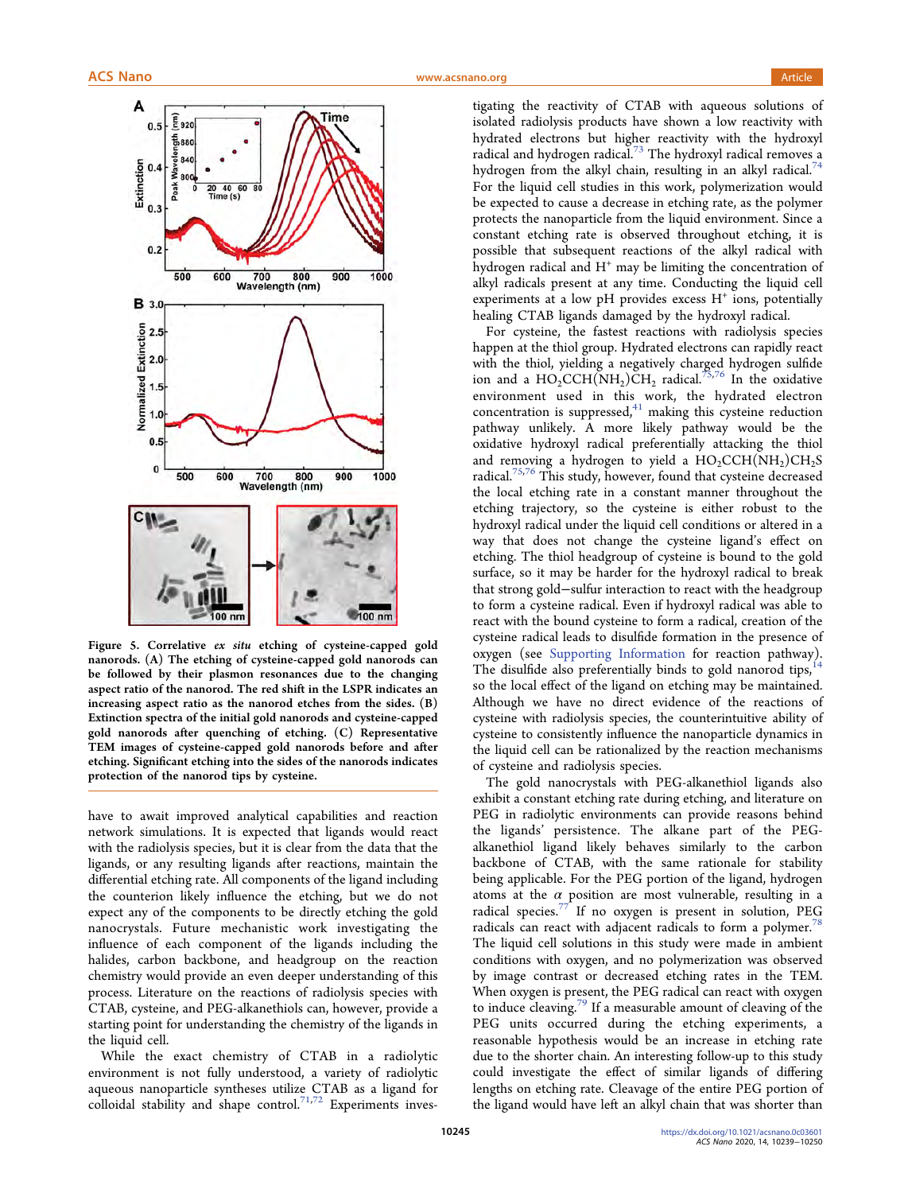Figure 5. Correlative *ex situ* etching of cysteine-capped gold nanorods. (A) The etching of cysteine-capped gold nanorods can be followed by their plasmon resonances due to the changing aspect ratio of the nanorod. The red shift in the LSPR indicates an increasing aspect ratio as the nanorod etches from the sides. (B) Extinction spectra of the initial gold nanorods and cysteine-capped gold nanorods after quenching of etching. (C) Representative TEM images of cysteine-capped gold nanorods before and after etching. Significant etching into the sides of the nanorods indicates protection of the nanorod tips by cysteine.

have to await improved analytical capabilities and reaction network simulations. It is expected that ligands would react with the radiolysis species, but it is clear from the data that the ligands, or any resulting ligands after reactions, maintain the differential etching rate. All components of the ligand including the counterion likely influence the etching, but we do not expect any of the components to be directly etching the gold nanocrystals. Future mechanistic work investigating the influence of each component of the ligands including the halides, carbon backbone, and headgroup on the reaction chemistry would provide an even deeper understanding of this process. Literature on the reactions of radiolysis species with CTAB, cysteine, and PEG-alkanethiols can, however, provide a starting point for understanding the chemistry of the ligands in the liquid cell.

While the exact chemistry of CTAB in a radiolytic environment is not fully understood, a variety of radiolytic aqueous nanoparticle syntheses utilize CTAB as a ligand for colloidal stability and shape control.[71,72] Experiments investigating the reactivity of CTAB with aqueous solutions of isolated radiolysis products have shown a low reactivity with hydrated electrons but higher reactivity with the hydroxyl radical and hydrogen radical.[73] The hydroxyl radical removes a hydrogen from the alkyl chain, resulting in an alkyl radical.[74] For the liquid cell studies in this work, polymerization would be expected to cause a decrease in etching rate, as the polymer protects the nanoparticle from the liquid environment. Since a constant etching rate is observed throughout etching, it is possible that subsequent reactions of the alkyl radical with hydrogen radical and $H^+$ may be limiting the concentration of alkyl radicals present at any time. Conducting the liquid cell experiments at a low pH provides excess $H^+$ ions, potentially healing CTAB ligands damaged by the hydroxyl radical.

For cysteine, the fastest reactions with radiolysis species happen at the thiol group. Hydrated electrons can rapidly react with the thiol, yielding a negatively charged hydrogen sulfide ion and a $HO_2CCH(NH_2)CH_2$ radical.[75,76] In the oxidative environment used in this work, the hydrated electron concentration is suppressed,[41] making this cysteine reduction pathway unlikely. A more likely pathway would be the oxidative hydroxyl radical preferentially attacking the thiol and removing a hydrogen to yield a $HO_2CCH(NH_2)CH_2S$ radical.[75,76] This study, however, found that cysteine decreased the local etching rate in a constant manner throughout the etching trajectory, so the cysteine is either robust to the hydroxyl radical under the liquid cell conditions or altered in a way that does not change the cysteine ligand's effect on etching. The thiol headgroup of cysteine is bound to the gold surface, so it may be harder for the hydroxyl radical to break that strong gold−sulfur interaction to react with the headgroup to form a cysteine radical. Even if hydroxyl radical was able to react with the bound cysteine to form a radical, creation of the cysteine radical leads to disulfide formation in the presence of oxygen (see Supporting Information for reaction pathway). The disulfide also preferentially binds to gold nanorod tips,[14] so the local effect of the ligand on etching may be maintained. Although we have no direct evidence of the reactions of cysteine with radiolysis species, the counterintuitive ability of cysteine to consistently influence the nanoparticle dynamics in the liquid cell can be rationalized by the reaction mechanisms of cysteine and radiolysis species.

The gold nanocrystals with PEG-alkanethiol ligands also exhibit a constant etching rate during etching, and literature on PEG in radiolytic environments can provide reasons behind the ligands' persistence. The alkane part of the PEG-alkanethiol ligand likely behaves similarly to the carbon backbone of CTAB, with the same rationale for stability being applicable. For the PEG portion of the ligand, hydrogen atoms at the $\alpha$ position are most vulnerable, resulting in a radical species.[77] If no oxygen is present in solution, PEG radicals can react with adjacent radicals to form a polymer.[78] The liquid cell solutions in this study were made in ambient conditions with oxygen, and no polymerization was observed by image contrast or decreased etching rates in the TEM. When oxygen is present, the PEG radical can react with oxygen to induce cleaving.[79] If a measurable amount of cleaving of the PEG units occurred during the etching experiments, a reasonable hypothesis would be an increase in etching rate due to the shorter chain. An interesting follow-up to this study could investigate the effect of similar ligands of differing lengths on etching rate. Cleavage of the entire PEG portion of the ligand would have left an alkyl chain that was shorter than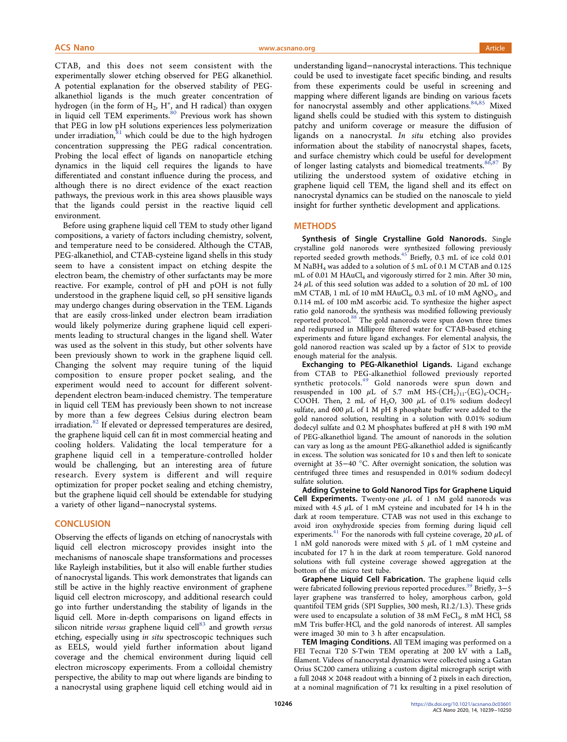CTAB, and this does not seem consistent with the experimentally slower etching observed for PEG alkanethiol. A potential explanation for the observed stability of PEG-alkanethiol ligands is the much greater concentration of hydrogen (in the form of $H_2$, $H^+$, and H radical) than oxygen in liquid cell TEM experiments.[80] Previous work has shown that PEG in low pH solutions experiences less polymerization under irradiation,[81] which could be due to the high hydrogen concentration suppressing the PEG radical concentration. Probing the local effect of ligands on nanoparticle etching dynamics in the liquid cell requires the ligands to have differentiated and constant influence during the process, and although there is no direct evidence of the exact reaction pathways, the previous work in this area shows plausible ways that the ligands could persist in the reactive liquid cell environment.

Before using graphene liquid cell TEM to study other ligand compositions, a variety of factors including chemistry, solvent, and temperature need to be considered. Although the CTAB, PEG-alkanethiol, and CTAB-cysteine ligand shells in this study seem to have a consistent impact on etching despite the electron beam, the chemistry of other surfactants may be more reactive. For example, control of pH and pOH is not fully understood in the graphene liquid cell, so pH sensitive ligands may undergo changes during observation in the TEM. Ligands that are easily cross-linked under electron beam irradiation would likely polymerize during graphene liquid cell experiments leading to structural changes in the ligand shell. Water was used as the solvent in this study, but other solvents have been previously shown to work in the graphene liquid cell. Changing the solvent may require tuning of the liquid composition to ensure proper pocket sealing, and the experiment would need to account for different solvent-dependent electron beam-induced chemistry. The temperature in liquid cell TEM has previously been shown to not increase by more than a few degrees Celsius during electron beam irradiation.[82] If elevated or depressed temperatures are desired, the graphene liquid cell can fit in most commercial heating and cooling holders. Validating the local temperature for a graphene liquid cell in a temperature-controlled holder would be challenging, but an interesting area of future research. Every system is different and will require optimization for proper pocket sealing and etching chemistry, but the graphene liquid cell should be extendable for studying a variety of other ligand−nanocrystal systems.

## CONCLUSION

Observing the effects of ligands on etching of nanocrystals with liquid cell electron microscopy provides insight into the mechanisms of nanoscale shape transformations and processes like Rayleigh instabilities, but it also will enable further studies of nanocrystal ligands. This work demonstrates that ligands can still be active in the highly reactive environment of graphene liquid cell electron microscopy, and additional research could go into further understanding the stability of ligands in the liquid cell. More in-depth comparisons on ligand effects in silicon nitride *versus* graphene liquid cell[83] and growth *versus* etching, especially using *in situ* spectroscopic techniques such as EELS, would yield further information about ligand coverage and the chemical environment during liquid cell electron microscopy experiments. From a colloidal chemistry perspective, the ability to map out where ligands are binding to a nanocrystal using graphene liquid cell etching would aid in understanding ligand−nanocrystal interactions. This technique could be used to investigate facet specific binding, and results from these experiments could be useful in screening and mapping where different ligands are binding on various facets for nanocrystal assembly and other applications.[84,85] Mixed ligand shells could be studied with this system to distinguish patchy and uniform coverage or measure the diffusion of ligands on a nanocrystal. *In situ* etching also provides information about the stability of nanocrystal shapes, facets, and surface chemistry which could be useful for development of longer lasting catalysts and biomedical treatments.[86,87] By utilizing the understood system of oxidative etching in graphene liquid cell TEM, the ligand shell and its effect on nanocrystal dynamics can be studied on the nanoscale to yield insight for further synthetic development and applications.

## METHODS

**Synthesis of Single Crystalline Gold Nanorods.** Single crystalline gold nanorods were synthesized following previously reported seeded growth methods.[45] Briefly, 0.3 mL of ice cold 0.01 M $NaBH_4$ was added to a solution of 5 mL of 0.1 M CTAB and 0.125 mL of 0.01 M $HAuCl_4$ and vigorously stirred for 2 min. After 30 min, 24 $\mu$L of this seed solution was added to a solution of 20 mL of 100 mM CTAB, 1 mL of 10 mM $HAuCl_4$, 0.3 mL of 10 mM $AgNO_3$, and 0.114 mL of 100 mM ascorbic acid. To synthesize the higher aspect ratio gold nanorods, the synthesis was modified following previously reported protocol.[88] The gold nanorods were spun down three times and redispursed in Millipore filtered water for CTAB-based etching experiments and future ligand exchanges. For elemental analysis, the gold nanorod reaction was scaled up by a factor of 51× to provide enough material for the analysis.

**Exchanging to PEG-Alkanethiol Ligands.** Ligand exchange from CTAB to PEG-alkanethiol followed previously reported synthetic protocols.[49] Gold nanorods were spun down and resuspended in 100 $\mu$L of 5.7 mM HS-$(CH_2)_{11}$-$(EG)_6$-$OCH_2$-COOH. Then, 2 mL of $H_2O$, 300 $\mu$L of 0.1% sodium dodecyl sulfate, and 600 $\mu$L of 1 M pH 8 phosphate buffer were added to the gold nanorod solution, resulting in a solution with 0.01% sodium dodecyl sulfate and 0.2 M phosphates buffered at pH 8 with 190 mM of PEG-alkanethiol ligand. The amount of nanorods in the solution can vary as long as the amount PEG-alkanethiol added is significantly in excess. The solution was sonicated for 10 s and then left to sonicate overnight at 35−40 °C. After overnight sonication, the solution was centrifuged three times and resuspended in 0.01% sodium dodecyl sulfate solution.

**Adding Cysteine to Gold Nanorod Tips for Graphene Liquid Cell Experiments.** Twenty-one $\mu$L of 1 nM gold nanorods was mixed with 4.5 $\mu$L of 1 mM cysteine and incubated for 14 h in the dark at room temperature. CTAB was not used in this exchange to avoid iron oxyhydroxide species from forming during liquid cell experiments.[41] For the nanorods with full cysteine coverage, 20 $\mu$L of 1 nM gold nanorods were mixed with 5 $\mu$L of 1 mM cysteine and incubated for 17 h in the dark at room temperature. Gold nanorod solutions with full cysteine coverage showed aggregation at the bottom of the micro test tube.

**Graphene Liquid Cell Fabrication.** The graphene liquid cells were fabricated following previous reported procedures.[39] Briefly, 3−5 layer graphene was transferred to holey, amorphous carbon, gold quantifoil TEM grids (SPI Supplies, 300 mesh, R1.2/1.3). These grids were used to encapsulate a solution of 38 mM $FeCl_3$, 8 mM HCl, 58 mM Tris buffer-HCl, and the gold nanorods of interest. All samples were imaged 30 min to 3 h after encapsulation.

**TEM Imaging Conditions.** All TEM imaging was performed on a FEI Tecnai T20 S-Twin TEM operating at 200 kV with a $LaB_6$ filament. Videos of nanocrystal dynamics were collected using a Gatan Orius SC200 camera utilizing a custom digital micrograph script with a full 2048 × 2048 readout with a binning of 2 pixels in each direction, at a nominal magnification of 71 kx resulting in a pixel resolution of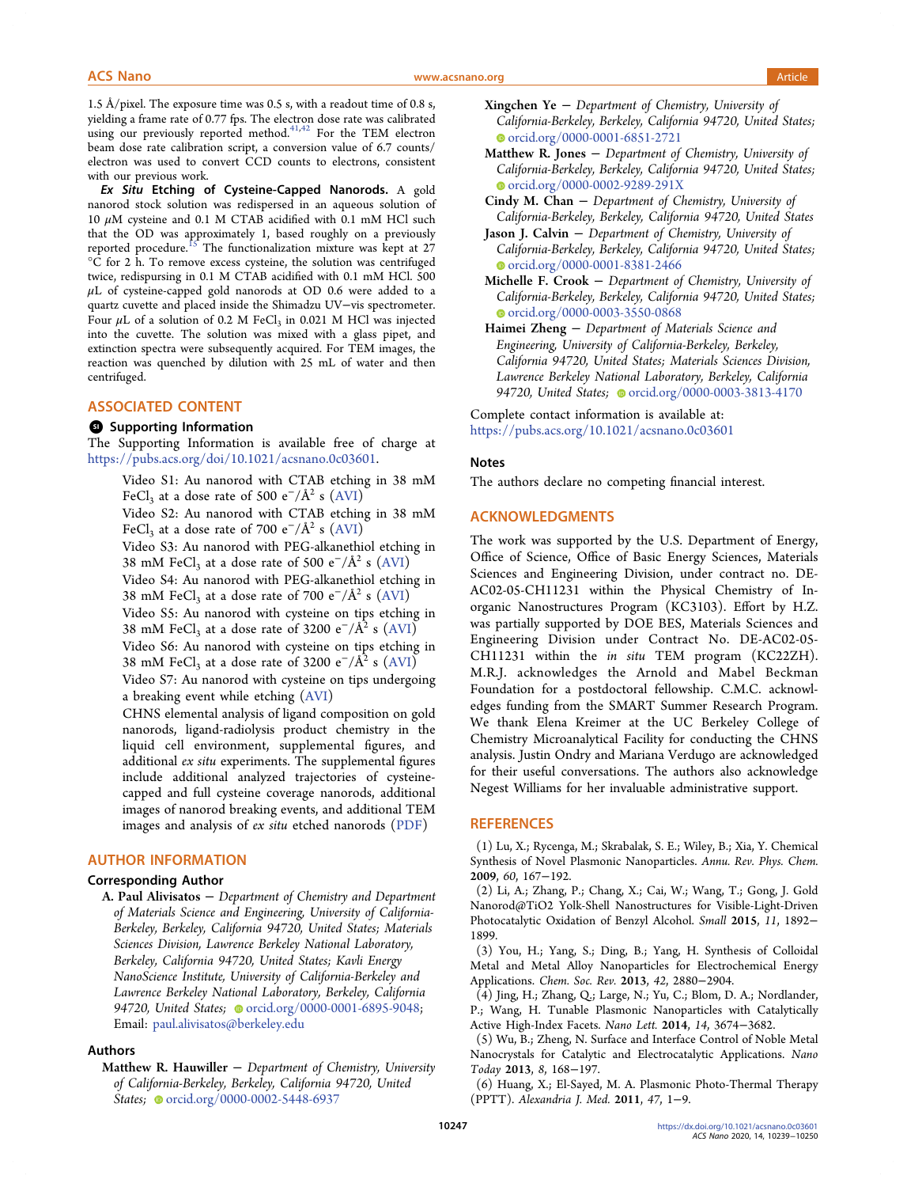1.5 Å/pixel. The exposure time was 0.5 s, with a readout time of 0.8 s, yielding a frame rate of 0.77 fps. The electron dose rate was calibrated using our previously reported method.[41,42] For the TEM electron beam dose rate calibration script, a conversion value of 6.7 counts/electron was used to convert CCD counts to electrons, consistent with our previous work.

***Ex Situ* Etching of Cysteine-Capped Nanorods.** A gold nanorod stock solution was redispersed in an aqueous solution of 10 $\mu$M cysteine and 0.1 M CTAB acidified with 0.1 mM HCl such that the OD was approximately 1, based roughly on a previously reported procedure.[15] The functionalization mixture was kept at 27 °C for 2 h. To remove excess cysteine, the solution was centrifuged twice, redispursing in 0.1 M CTAB acidified with 0.1 mM HCl. 500 $\mu$L of cysteine-capped gold nanorods at OD 0.6 were added to a quartz cuvette and placed inside the Shimadzu UV–vis spectrometer. Four $\mu$L of a solution of 0.2 M $FeCl_3$ in 0.021 M HCl was injected into the cuvette. The solution was mixed with a glass pipet, and extinction spectra were subsequently acquired. For TEM images, the reaction was quenched by dilution with 25 mL of water and then centrifuged.

## ASSOCIATED CONTENT

### Supporting Information

The Supporting Information is available free of charge at https://pubs.acs.org/doi/10.1021/acsnano.0c03601.

> Video S1: Au nanorod with CTAB etching in 38 mM $FeCl_3$ at a dose rate of 500 $e^-/Å^2$ s (AVI)
>
> Video S2: Au nanorod with CTAB etching in 38 mM $FeCl_3$ at a dose rate of 700 $e^-/Å^2$ s (AVI)
>
> Video S3: Au nanorod with PEG-alkanethiol etching in 38 mM $FeCl_3$ at a dose rate of 500 $e^-/Å^2$ s (AVI)
>
> Video S4: Au nanorod with PEG-alkanethiol etching in 38 mM $FeCl_3$ at a dose rate of 700 $e^-/Å^2$ s (AVI)
>
> Video S5: Au nanorod with cysteine on tips etching in 38 mM $FeCl_3$ at a dose rate of 3200 $e^-/Å^2$ s (AVI)
>
> Video S6: Au nanorod with cysteine on tips etching in 38 mM $FeCl_3$ at a dose rate of 3200 $e^-/Å^2$ s (AVI)
>
> Video S7: Au nanorod with cysteine on tips undergoing a breaking event while etching (AVI)
>
> CHNS elemental analysis of ligand composition on gold nanorods, ligand-radiolysis product chemistry in the liquid cell environment, supplemental figures, and additional *ex situ* experiments. The supplemental figures include additional analyzed trajectories of cysteine-capped and full cysteine coverage nanorods, additional images of nanorod breaking events, and additional TEM images and analysis of *ex situ* etched nanorods (PDF)

## AUTHOR INFORMATION

### Corresponding Author

**A. Paul Alivisatos** − *Department of Chemistry and Department of Materials Science and Engineering, University of California-Berkeley, Berkeley, California 94720, United States; Materials Sciences Division, Lawrence Berkeley National Laboratory, Berkeley, California 94720, United States; Kavli Energy NanoScience Institute, University of California-Berkeley and Lawrence Berkeley National Laboratory, Berkeley, California 94720, United States;* orcid.org/0000-0001-6895-9048; Email: paul.alivisatos@berkeley.edu

### Authors

**Matthew R. Hauwiller** − *Department of Chemistry, University of California-Berkeley, Berkeley, California 94720, United States;* orcid.org/0000-0002-5448-6937

**Xingchen Ye** − *Department of Chemistry, University of California-Berkeley, Berkeley, California 94720, United States;* orcid.org/0000-0001-6851-2721

**Matthew R. Jones** − *Department of Chemistry, University of California-Berkeley, Berkeley, California 94720, United States;* orcid.org/0000-0002-9289-291X

**Cindy M. Chan** − *Department of Chemistry, University of California-Berkeley, Berkeley, California 94720, United States*

**Jason J. Calvin** − *Department of Chemistry, University of California-Berkeley, Berkeley, California 94720, United States;* orcid.org/0000-0001-8381-2466

**Michelle F. Crook** − *Department of Chemistry, University of California-Berkeley, Berkeley, California 94720, United States;* orcid.org/0000-0003-3550-0868

**Haimei Zheng** − *Department of Materials Science and Engineering, University of California-Berkeley, Berkeley, California 94720, United States; Materials Sciences Division, Lawrence Berkeley National Laboratory, Berkeley, California 94720, United States;* orcid.org/0000-0003-3813-4170

Complete contact information is available at: https://pubs.acs.org/10.1021/acsnano.0c03601

### Notes

The authors declare no competing financial interest.

## ACKNOWLEDGMENTS

The work was supported by the U.S. Department of Energy, Office of Science, Office of Basic Energy Sciences, Materials Sciences and Engineering Division, under contract no. DE-AC02-05-CH11231 within the Physical Chemistry of Inorganic Nanostructures Program (KC3103). Effort by H.Z. was partially supported by DOE BES, Materials Sciences and Engineering Division under Contract No. DE-AC02-05-CH11231 within the *in situ* TEM program (KC22ZH). M.R.J. acknowledges the Arnold and Mabel Beckman Foundation for a postdoctoral fellowship. C.M.C. acknowledges funding from the SMART Summer Research Program. We thank Elena Kreimer at the UC Berkeley College of Chemistry Microanalytical Facility for conducting the CHNS analysis. Justin Ondry and Mariana Verdugo are acknowledged for their useful conversations. The authors also acknowledge Negest Williams for her invaluable administrative support.

## REFERENCES

(1) Lu, X.; Rycenga, M.; Skrabalak, S. E.; Wiley, B.; Xia, Y. Chemical Synthesis of Novel Plasmonic Nanoparticles. *Annu. Rev. Phys. Chem.* **2009**, *60*, 167−192.

(2) Li, A.; Zhang, P.; Chang, X.; Cai, W.; Wang, T.; Gong, J. Gold Nanorod@TiO2 Yolk-Shell Nanostructures for Visible-Light-Driven Photocatalytic Oxidation of Benzyl Alcohol. *Small* **2015**, *11*, 1892−1899.

(3) You, H.; Yang, S.; Ding, B.; Yang, H. Synthesis of Colloidal Metal and Metal Alloy Nanoparticles for Electrochemical Energy Applications. *Chem. Soc. Rev.* **2013**, *42*, 2880−2904.

(4) Jing, H.; Zhang, Q.; Large, N.; Yu, C.; Blom, D. A.; Nordlander, P.; Wang, H. Tunable Plasmonic Nanoparticles with Catalytically Active High-Index Facets. *Nano Lett.* **2014**, *14*, 3674−3682.

(5) Wu, B.; Zheng, N. Surface and Interface Control of Noble Metal Nanocrystals for Catalytic and Electrocatalytic Applications. *Nano Today* **2013**, *8*, 168−197.

(6) Huang, X.; El-Sayed, M. A. Plasmonic Photo-Thermal Therapy (PPTT). *Alexandria J. Med.* **2011**, *47*, 1−9.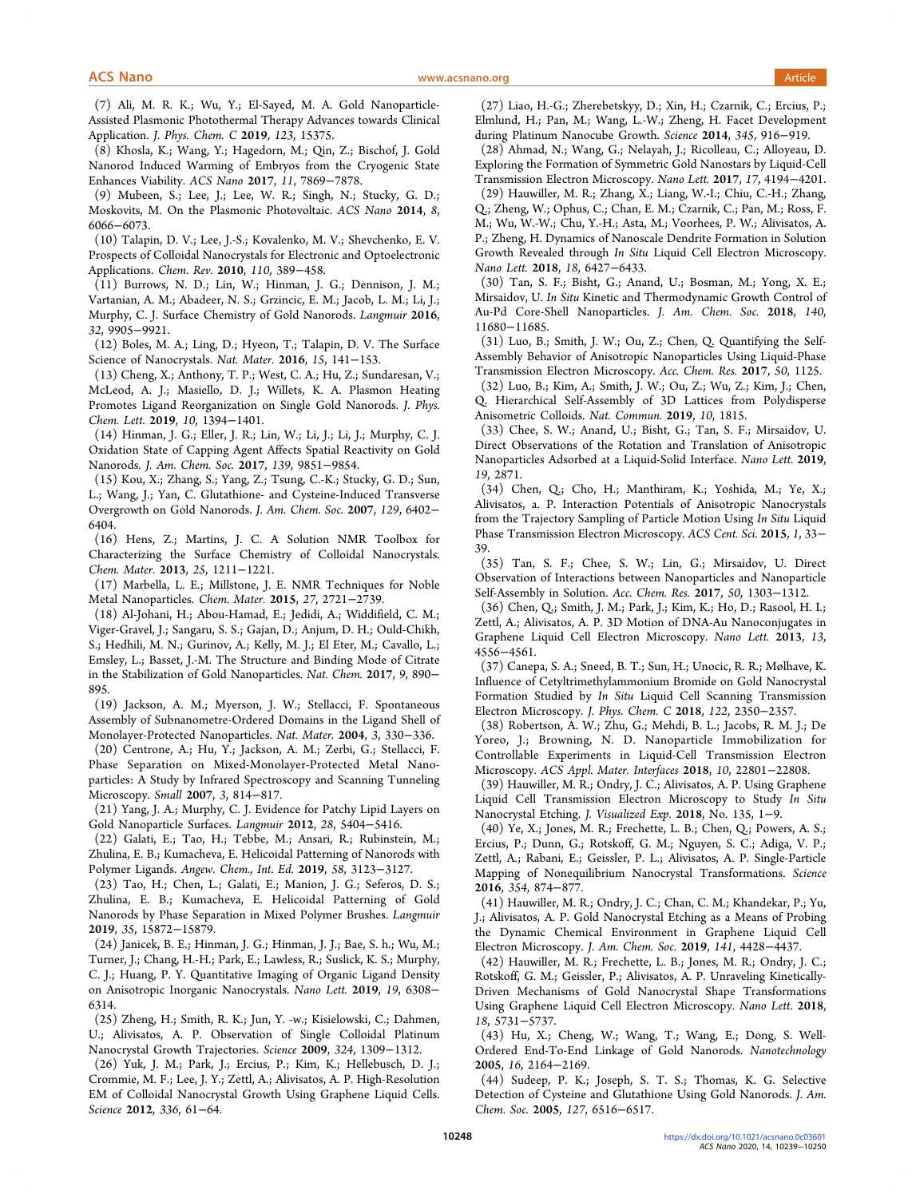(7) Ali, M. R. K.; Wu, Y.; El-Sayed, M. A. Gold Nanoparticle-Assisted Plasmonic Photothermal Therapy Advances towards Clinical Application. *J. Phys. Chem. C* **2019**, *123*, 15375.

(8) Khosla, K.; Wang, Y.; Hagedorn, M.; Qin, Z.; Bischof, J. Gold Nanorod Induced Warming of Embryos from the Cryogenic State Enhances Viability. *ACS Nano* **2017**, *11*, 7869−7878.

(9) Mubeen, S.; Lee, J.; Lee, W. R.; Singh, N.; Stucky, G. D.; Moskovits, M. On the Plasmonic Photovoltaic. *ACS Nano* **2014**, *8*, 6066−6073.

(10) Talapin, D. V.; Lee, J.-S.; Kovalenko, M. V.; Shevchenko, E. V. Prospects of Colloidal Nanocrystals for Electronic and Optoelectronic Applications. *Chem. Rev.* **2010**, *110*, 389−458.

(11) Burrows, N. D.; Lin, W.; Hinman, J. G.; Dennison, J. M.; Vartanian, A. M.; Abadeer, N. S.; Grzincic, E. M.; Jacob, L. M.; Li, J.; Murphy, C. J. Surface Chemistry of Gold Nanorods. *Langmuir* **2016**, *32*, 9905−9921.

(12) Boles, M. A.; Ling, D.; Hyeon, T.; Talapin, D. V. The Surface Science of Nanocrystals. *Nat. Mater.* **2016**, *15*, 141−153.

(13) Cheng, X.; Anthony, T. P.; West, C. A.; Hu, Z.; Sundaresan, V.; McLeod, A. J.; Masiello, D. J.; Willets, K. A. Plasmon Heating Promotes Ligand Reorganization on Single Gold Nanorods. *J. Phys. Chem. Lett.* **2019**, *10*, 1394−1401.

(14) Hinman, J. G.; Eller, J. R.; Lin, W.; Li, J.; Li, J.; Murphy, C. J. Oxidation State of Capping Agent Affects Spatial Reactivity on Gold Nanorods. *J. Am. Chem. Soc.* **2017**, *139*, 9851−9854.

(15) Kou, X.; Zhang, S.; Yang, Z.; Tsung, C.-K.; Stucky, G. D.; Sun, L.; Wang, J.; Yan, C. Glutathione- and Cysteine-Induced Transverse Overgrowth on Gold Nanorods. *J. Am. Chem. Soc.* **2007**, *129*, 6402−6404.

(16) Hens, Z.; Martins, J. C. A Solution NMR Toolbox for Characterizing the Surface Chemistry of Colloidal Nanocrystals. *Chem. Mater.* **2013**, *25*, 1211−1221.

(17) Marbella, L. E.; Millstone, J. E. NMR Techniques for Noble Metal Nanoparticles. *Chem. Mater.* **2015**, *27*, 2721−2739.

(18) Al-Johani, H.; Abou-Hamad, E.; Jedidi, A.; Widdifield, C. M.; Viger-Gravel, J.; Sangaru, S. S.; Gajan, D.; Anjum, D. H.; Ould-Chikh, S.; Hedhili, M. N.; Gurinov, A.; Kelly, M. J.; El Eter, M.; Cavallo, L.; Emsley, L.; Basset, J.-M. The Structure and Binding Mode of Citrate in the Stabilization of Gold Nanoparticles. *Nat. Chem.* **2017**, *9*, 890−895.

(19) Jackson, A. M.; Myerson, J. W.; Stellacci, F. Spontaneous Assembly of Subnanometre-Ordered Domains in the Ligand Shell of Monolayer-Protected Nanoparticles. *Nat. Mater.* **2004**, *3*, 330−336.

(20) Centrone, A.; Hu, Y.; Jackson, A. M.; Zerbi, G.; Stellacci, F. Phase Separation on Mixed-Monolayer-Protected Metal Nanoparticles: A Study by Infrared Spectroscopy and Scanning Tunneling Microscopy. *Small* **2007**, *3*, 814−817.

(21) Yang, J. A.; Murphy, C. J. Evidence for Patchy Lipid Layers on Gold Nanoparticle Surfaces. *Langmuir* **2012**, *28*, 5404−5416.

(22) Galati, E.; Tao, H.; Tebbe, M.; Ansari, R.; Rubinstein, M.; Zhulina, E. B.; Kumacheva, E. Helicoidal Patterning of Nanorods with Polymer Ligands. *Angew. Chem., Int. Ed.* **2019**, *58*, 3123−3127.

(23) Tao, H.; Chen, L.; Galati, E.; Manion, J. G.; Seferos, D. S.; Zhulina, E. B.; Kumacheva, E. Helicoidal Patterning of Gold Nanorods by Phase Separation in Mixed Polymer Brushes. *Langmuir* **2019**, *35*, 15872−15879.

(24) Janicek, B. E.; Hinman, J. G.; Hinman, J. J.; Bae, S. h.; Wu, M.; Turner, J.; Chang, H.-H.; Park, E.; Lawless, R.; Suslick, K. S.; Murphy, C. J.; Huang, P. Y. Quantitative Imaging of Organic Ligand Density on Anisotropic Inorganic Nanocrystals. *Nano Lett.* **2019**, *19*, 6308−6314.

(25) Zheng, H.; Smith, R. K.; Jun, Y. -w.; Kisielowski, C.; Dahmen, U.; Alivisatos, A. P. Observation of Single Colloidal Platinum Nanocrystal Growth Trajectories. *Science* **2009**, *324*, 1309−1312.

(26) Yuk, J. M.; Park, J.; Ercius, P.; Kim, K.; Hellebusch, D. J.; Crommie, M. F.; Lee, J. Y.; Zettl, A.; Alivisatos, A. P. High-Resolution EM of Colloidal Nanocrystal Growth Using Graphene Liquid Cells. *Science* **2012**, *336*, 61−64.

(27) Liao, H.-G.; Zherebetskyy, D.; Xin, H.; Czarnik, C.; Ercius, P.; Elmlund, H.; Pan, M.; Wang, L.-W.; Zheng, H. Facet Development during Platinum Nanocube Growth. *Science* **2014**, *345*, 916−919.

(28) Ahmad, N.; Wang, G.; Nelayah, J.; Ricolleau, C.; Alloyeau, D. Exploring the Formation of Symmetric Gold Nanostars by Liquid-Cell Transmission Electron Microscopy. *Nano Lett.* **2017**, *17*, 4194−4201.

(29) Hauwiller, M. R.; Zhang, X.; Liang, W.-I.; Chiu, C.-H.; Zhang, Q.; Zheng, W.; Ophus, C.; Chan, E. M.; Czarnik, C.; Pan, M.; Ross, F. M.; Wu, W.-W.; Chu, Y.-H.; Asta, M.; Voorhees, P. W.; Alivisatos, A. P.; Zheng, H. Dynamics of Nanoscale Dendrite Formation in Solution Growth Revealed through *In Situ* Liquid Cell Electron Microscopy. *Nano Lett.* **2018**, *18*, 6427−6433.

(30) Tan, S. F.; Bisht, G.; Anand, U.; Bosman, M.; Yong, X. E.; Mirsaidov, U. *In Situ* Kinetic and Thermodynamic Growth Control of Au-Pd Core-Shell Nanoparticles. *J. Am. Chem. Soc.* **2018**, *140*, 11680−11685.

(31) Luo, B.; Smith, J. W.; Ou, Z.; Chen, Q. Quantifying the Self-Assembly Behavior of Anisotropic Nanoparticles Using Liquid-Phase Transmission Electron Microscopy. *Acc. Chem. Res.* **2017**, *50*, 1125.

(32) Luo, B.; Kim, A.; Smith, J. W.; Ou, Z.; Wu, Z.; Kim, J.; Chen, Q. Hierarchical Self-Assembly of 3D Lattices from Polydisperse Anisometric Colloids. *Nat. Commun.* **2019**, *10*, 1815.

(33) Chee, S. W.; Anand, U.; Bisht, G.; Tan, S. F.; Mirsaidov, U. Direct Observations of the Rotation and Translation of Anisotropic Nanoparticles Adsorbed at a Liquid-Solid Interface. *Nano Lett.* **2019**, *19*, 2871.

(34) Chen, Q.; Cho, H.; Manthiram, K.; Yoshida, M.; Ye, X.; Alivisatos, a. P. Interaction Potentials of Anisotropic Nanocrystals from the Trajectory Sampling of Particle Motion Using *In Situ* Liquid Phase Transmission Electron Microscopy. *ACS Cent. Sci.* **2015**, *1*, 33−39.

(35) Tan, S. F.; Chee, S. W.; Lin, G.; Mirsaidov, U. Direct Observation of Interactions between Nanoparticles and Nanoparticle Self-Assembly in Solution. *Acc. Chem. Res.* **2017**, *50*, 1303−1312.

(36) Chen, Q.; Smith, J. M.; Park, J.; Kim, K.; Ho, D.; Rasool, H. I.; Zettl, A.; Alivisatos, A. P. 3D Motion of DNA-Au Nanoconjugates in Graphene Liquid Cell Electron Microscopy. *Nano Lett.* **2013**, *13*, 4556−4561.

(37) Canepa, S. A.; Sneed, B. T.; Sun, H.; Unocic, R. R.; Mølhave, K. Influence of Cetyltrimethylammonium Bromide on Gold Nanocrystal Formation Studied by *In Situ* Liquid Cell Scanning Transmission Electron Microscopy. *J. Phys. Chem. C* **2018**, *122*, 2350−2357.

(38) Robertson, A. W.; Zhu, G.; Mehdi, B. L.; Jacobs, R. M. J.; De Yoreo, J.; Browning, N. D. Nanoparticle Immobilization for Controllable Experiments in Liquid-Cell Transmission Electron Microscopy. *ACS Appl. Mater. Interfaces* **2018**, *10*, 22801−22808.

(39) Hauwiller, M. R.; Ondry, J. C.; Alivisatos, A. P. Using Graphene Liquid Cell Transmission Electron Microscopy to Study *In Situ* Nanocrystal Etching. *J. Visualized Exp.* **2018**, No. 135, 1−9.

(40) Ye, X.; Jones, M. R.; Frechette, L. B.; Chen, Q.; Powers, A. S.; Ercius, P.; Dunn, G.; Rotskoff, G. M.; Nguyen, S. C.; Adiga, V. P.; Zettl, A.; Rabani, E.; Geissler, P. L.; Alivisatos, A. P. Single-Particle Mapping of Nonequilibrium Nanocrystal Transformations. *Science* **2016**, *354*, 874−877.

(41) Hauwiller, M. R.; Ondry, J. C.; Chan, C. M.; Khandekar, P.; Yu, J.; Alivisatos, A. P. Gold Nanocrystal Etching as a Means of Probing the Dynamic Chemical Environment in Graphene Liquid Cell Electron Microscopy. *J. Am. Chem. Soc.* **2019**, *141*, 4428−4437.

(42) Hauwiller, M. R.; Frechette, L. B.; Jones, M. R.; Ondry, J. C.; Rotskoff, G. M.; Geissler, P.; Alivisatos, A. P. Unraveling Kinetically-Driven Mechanisms of Gold Nanocrystal Shape Transformations Using Graphene Liquid Cell Electron Microscopy. *Nano Lett.* **2018**, *18*, 5731−5737.

(43) Hu, X.; Cheng, W.; Wang, T.; Wang, E.; Dong, S. Well-Ordered End-To-End Linkage of Gold Nanorods. *Nanotechnology* **2005**, *16*, 2164−2169.

(44) Sudeep, P. K.; Joseph, S. T. S.; Thomas, K. G. Selective Detection of Cysteine and Glutathione Using Gold Nanorods. *J. Am. Chem. Soc.* **2005**, *127*, 6516−6517.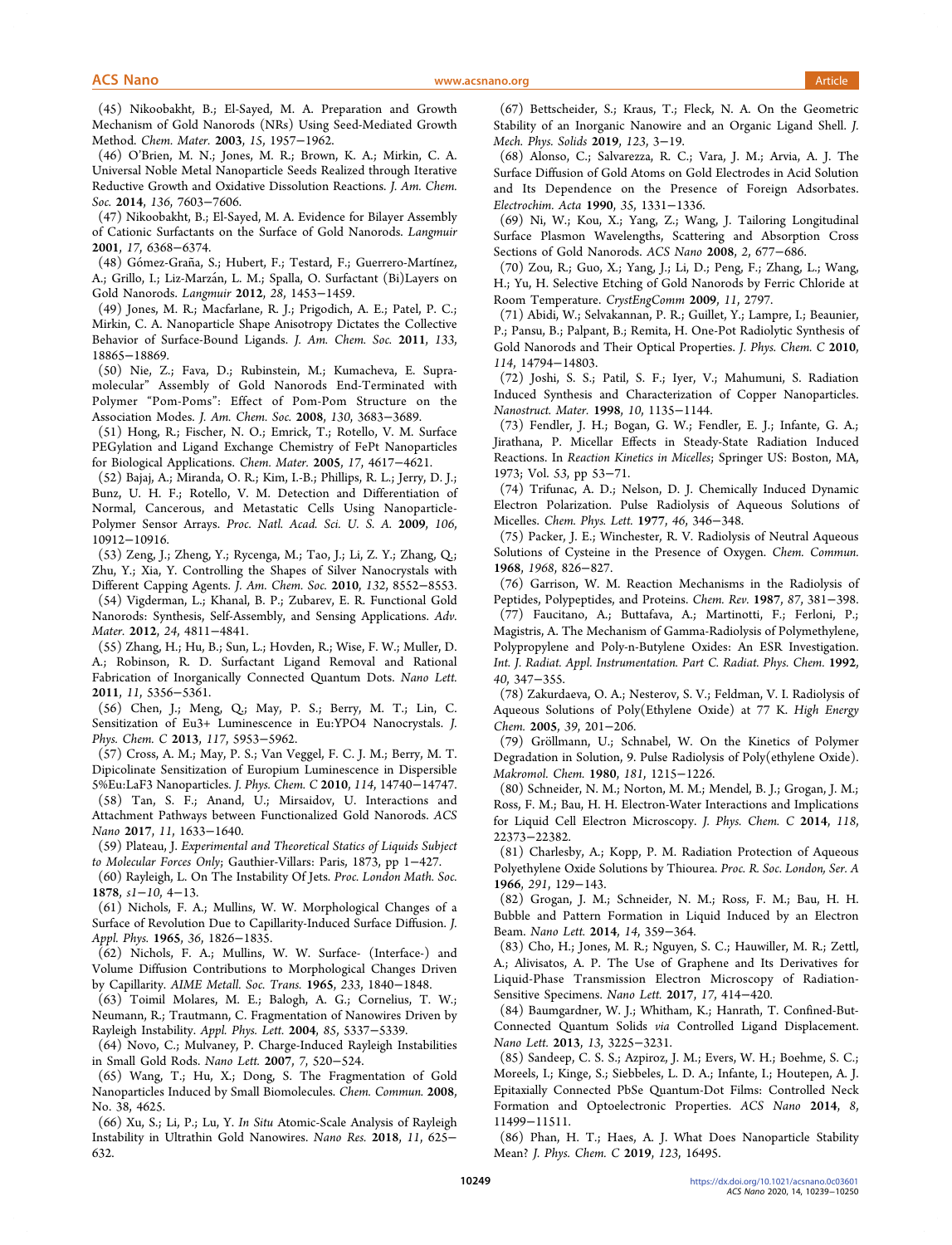(45) Nikoobakht, B.; El-Sayed, M. A. Preparation and Growth Mechanism of Gold Nanorods (NRs) Using Seed-Mediated Growth Method. *Chem. Mater.* **2003**, *15*, 1957−1962.

(46) O'Brien, M. N.; Jones, M. R.; Brown, K. A.; Mirkin, C. A. Universal Noble Metal Nanoparticle Seeds Realized through Iterative Reductive Growth and Oxidative Dissolution Reactions. *J. Am. Chem. Soc.* **2014**, *136*, 7603−7606.

(47) Nikoobakht, B.; El-Sayed, M. A. Evidence for Bilayer Assembly of Cationic Surfactants on the Surface of Gold Nanorods. *Langmuir* **2001**, *17*, 6368−6374.

(48) Gómez-Graña, S.; Hubert, F.; Testard, F.; Guerrero-Martínez, A.; Grillo, I.; Liz-Marzán, L. M.; Spalla, O. Surfactant (Bi)Layers on Gold Nanorods. *Langmuir* **2012**, *28*, 1453−1459.

(49) Jones, M. R.; Macfarlane, R. J.; Prigodich, A. E.; Patel, P. C.; Mirkin, C. A. Nanoparticle Shape Anisotropy Dictates the Collective Behavior of Surface-Bound Ligands. *J. Am. Chem. Soc.* **2011**, *133*, 18865−18869.

(50) Nie, Z.; Fava, D.; Rubinstein, M.; Kumacheva, E. Supramolecular" Assembly of Gold Nanorods End-Terminated with Polymer "Pom-Poms": Effect of Pom-Pom Structure on the Association Modes. *J. Am. Chem. Soc.* **2008**, *130*, 3683−3689.

(51) Hong, R.; Fischer, N. O.; Emrick, T.; Rotello, V. M. Surface PEGylation and Ligand Exchange Chemistry of FePt Nanoparticles for Biological Applications. *Chem. Mater.* **2005**, *17*, 4617−4621.

(52) Bajaj, A.; Miranda, O. R.; Kim, I.-B.; Phillips, R. L.; Jerry, D. J.; Bunz, U. H. F.; Rotello, V. M. Detection and Differentiation of Normal, Cancerous, and Metastatic Cells Using Nanoparticle-Polymer Sensor Arrays. *Proc. Natl. Acad. Sci. U. S. A.* **2009**, *106*, 10912−10916.

(53) Zeng, J.; Zheng, Y.; Rycenga, M.; Tao, J.; Li, Z. Y.; Zhang, Q.; Zhu, Y.; Xia, Y. Controlling the Shapes of Silver Nanocrystals with Different Capping Agents. *J. Am. Chem. Soc.* **2010**, *132*, 8552−8553.

(54) Vigderman, L.; Khanal, B. P.; Zubarev, E. R. Functional Gold Nanorods: Synthesis, Self-Assembly, and Sensing Applications. *Adv. Mater.* **2012**, *24*, 4811−4841.

(55) Zhang, H.; Hu, B.; Sun, L.; Hovden, R.; Wise, F. W.; Muller, D. A.; Robinson, R. D. Surfactant Ligand Removal and Rational Fabrication of Inorganically Connected Quantum Dots. *Nano Lett.* **2011**, *11*, 5356−5361.

(56) Chen, J.; Meng, Q.; May, P. S.; Berry, M. T.; Lin, C. Sensitization of Eu3+ Luminescence in Eu:YPO4 Nanocrystals. *J. Phys. Chem. C* **2013**, *117*, 5953−5962.

(57) Cross, A. M.; May, P. S.; Van Veggel, F. C. J. M.; Berry, M. T. Dipicolinate Sensitization of Europium Luminescence in Dispersible 5%Eu:LaF3 Nanoparticles. *J. Phys. Chem. C* **2010**, *114*, 14740−14747.

(58) Tan, S. F.; Anand, U.; Mirsaidov, U. Interactions and Attachment Pathways between Functionalized Gold Nanorods. *ACS Nano* **2017**, *11*, 1633−1640.

(59) Plateau, J. *Experimental and Theoretical Statics of Liquids Subject to Molecular Forces Only*; Gauthier-Villars: Paris, 1873, pp 1−427.

(60) Rayleigh, L. On The Instability Of Jets. *Proc. London Math. Soc.* **1878**, *s1*−*10*, 4−13.

(61) Nichols, F. A.; Mullins, W. W. Morphological Changes of a Surface of Revolution Due to Capillarity-Induced Surface Diffusion. *J. Appl. Phys.* **1965**, *36*, 1826−1835.

(62) Nichols, F. A.; Mullins, W. W. Surface- (Interface-) and Volume Diffusion Contributions to Morphological Changes Driven by Capillarity. *AIME Metall. Soc. Trans.* **1965**, *233*, 1840−1848.

(63) Toimil Molares, M. E.; Balogh, A. G.; Cornelius, T. W.; Neumann, R.; Trautmann, C. Fragmentation of Nanowires Driven by Rayleigh Instability. *Appl. Phys. Lett.* **2004**, *85*, 5337−5339.

(64) Novo, C.; Mulvaney, P. Charge-Induced Rayleigh Instabilities in Small Gold Rods. *Nano Lett.* **2007**, *7*, 520−524.

(65) Wang, T.; Hu, X.; Dong, S. The Fragmentation of Gold Nanoparticles Induced by Small Biomolecules. *Chem. Commun.* **2008**, No. 38, 4625.

(66) Xu, S.; Li, P.; Lu, Y. *In Situ* Atomic-Scale Analysis of Rayleigh Instability in Ultrathin Gold Nanowires. *Nano Res.* **2018**, *11*, 625−632.

(67) Bettscheider, S.; Kraus, T.; Fleck, N. A. On the Geometric Stability of an Inorganic Nanowire and an Organic Ligand Shell. *J. Mech. Phys. Solids* **2019**, *123*, 3−19.

(68) Alonso, C.; Salvarezza, R. C.; Vara, J. M.; Arvia, A. J. The Surface Diffusion of Gold Atoms on Gold Electrodes in Acid Solution and Its Dependence on the Presence of Foreign Adsorbates. *Electrochim. Acta* **1990**, *35*, 1331−1336.

(69) Ni, W.; Kou, X.; Yang, Z.; Wang, J. Tailoring Longitudinal Surface Plasmon Wavelengths, Scattering and Absorption Cross Sections of Gold Nanorods. *ACS Nano* **2008**, *2*, 677−686.

(70) Zou, R.; Guo, X.; Yang, J.; Li, D.; Peng, F.; Zhang, L.; Wang, H.; Yu, H. Selective Etching of Gold Nanorods by Ferric Chloride at Room Temperature. *CrystEngComm* **2009**, *11*, 2797.

(71) Abidi, W.; Selvakannan, P. R.; Guillet, Y.; Lampre, I.; Beaunier, P.; Pansu, B.; Palpant, B.; Remita, H. One-Pot Radiolytic Synthesis of Gold Nanorods and Their Optical Properties. *J. Phys. Chem. C* **2010**, *114*, 14794−14803.

(72) Joshi, S. S.; Patil, S. F.; Iyer, V.; Mahumuni, S. Radiation Induced Synthesis and Characterization of Copper Nanoparticles. *Nanostruct. Mater.* **1998**, *10*, 1135−1144.

(73) Fendler, J. H.; Bogan, G. W.; Fendler, E. J.; Infante, G. A.; Jirathana, P. Micellar Effects in Steady-State Radiation Induced Reactions. In *Reaction Kinetics in Micelles*; Springer US: Boston, MA, 1973; Vol. *53*, pp 53−71.

(74) Trifunac, A. D.; Nelson, D. J. Chemically Induced Dynamic Electron Polarization. Pulse Radiolysis of Aqueous Solutions of Micelles. *Chem. Phys. Lett.* **1977**, *46*, 346−348.

(75) Packer, J. E.; Winchester, R. V. Radiolysis of Neutral Aqueous Solutions of Cysteine in the Presence of Oxygen. *Chem. Commun.* **1968**, *1968*, 826−827.

(76) Garrison, W. M. Reaction Mechanisms in the Radiolysis of Peptides, Polypeptides, and Proteins. *Chem. Rev.* **1987**, *87*, 381−398.

(77) Faucitano, A.; Buttafava, A.; Martinotti, F.; Ferloni, P.; Magistris, A. The Mechanism of Gamma-Radiolysis of Polymethylene, Polypropylene and Poly-n-Butylene Oxides: An ESR Investigation. *Int. J. Radiat. Appl. Instrumentation. Part C. Radiat. Phys. Chem.* **1992**, *40*, 347−355.

(78) Zakurdaeva, O. A.; Nesterov, S. V.; Feldman, V. I. Radiolysis of Aqueous Solutions of Poly(Ethylene Oxide) at 77 K. *High Energy Chem.* **2005**, *39*, 201−206.

(79) Gröllmann, U.; Schnabel, W. On the Kinetics of Polymer Degradation in Solution, 9. Pulse Radiolysis of Poly(ethylene Oxide). *Makromol. Chem.* **1980**, *181*, 1215−1226.

(80) Schneider, N. M.; Norton, M. M.; Mendel, B. J.; Grogan, J. M.; Ross, F. M.; Bau, H. H. Electron-Water Interactions and Implications for Liquid Cell Electron Microscopy. *J. Phys. Chem. C* **2014**, *118*, 22373−22382.

(81) Charlesby, A.; Kopp, P. M. Radiation Protection of Aqueous Polyethylene Oxide Solutions by Thiourea. *Proc. R. Soc. London, Ser. A* **1966**, *291*, 129−143.

(82) Grogan, J. M.; Schneider, N. M.; Ross, F. M.; Bau, H. H. Bubble and Pattern Formation in Liquid Induced by an Electron Beam. *Nano Lett.* **2014**, *14*, 359−364.

(83) Cho, H.; Jones, M. R.; Nguyen, S. C.; Hauwiller, M. R.; Zettl, A.; Alivisatos, A. P. The Use of Graphene and Its Derivatives for Liquid-Phase Transmission Electron Microscopy of Radiation-Sensitive Specimens. *Nano Lett.* **2017**, *17*, 414−420.

(84) Baumgardner, W. J.; Whitham, K.; Hanrath, T. Confined-But-Connected Quantum Solids *via* Controlled Ligand Displacement. *Nano Lett.* **2013**, *13*, 3225−3231.

(85) Sandeep, C. S. S.; Azpiroz, J. M.; Evers, W. H.; Boehme, S. C.; Moreels, I.; Kinge, S.; Siebbeles, L. D. A.; Infante, I.; Houtepen, A. J. Epitaxially Connected PbSe Quantum-Dot Films: Controlled Neck Formation and Optoelectronic Properties. *ACS Nano* **2014**, *8*, 11499−11511.

(86) Phan, H. T.; Haes, A. J. What Does Nanoparticle Stability Mean? *J. Phys. Chem. C* **2019**, *123*, 16495.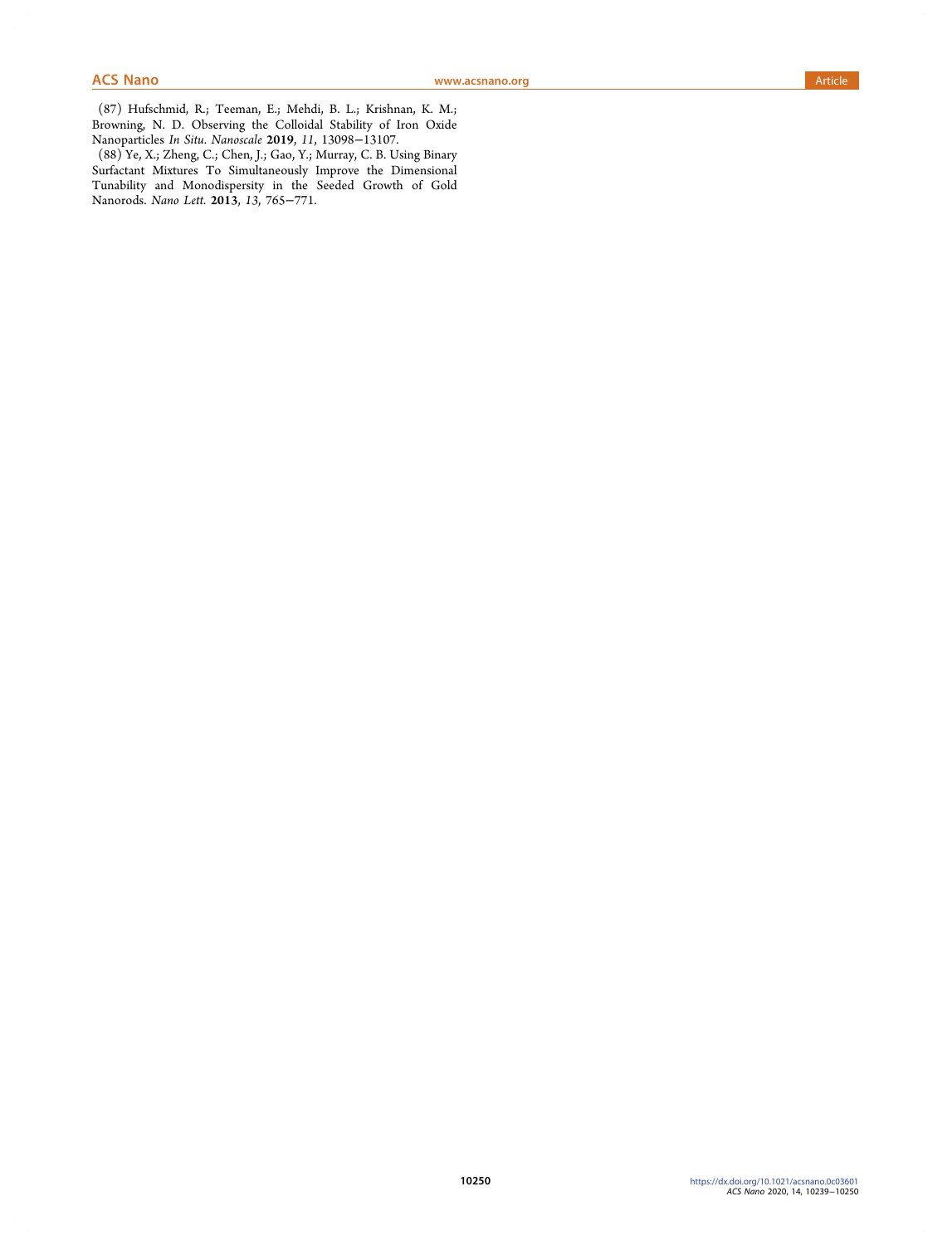(87) Hufschmid, R.; Teeman, E.; Mehdi, B. L.; Krishnan, K. M.; Browning, N. D. Observing the Colloidal Stability of Iron Oxide Nanoparticles *In Situ*. *Nanoscale* **2019**, *11*, 13098−13107.

(88) Ye, X.; Zheng, C.; Chen, J.; Gao, Y.; Murray, C. B. Using Binary Surfactant Mixtures To Simultaneously Improve the Dimensional Tunability and Monodispersity in the Seeded Growth of Gold Nanorods. *Nano Lett.* **2013**, *13*, 765−771.